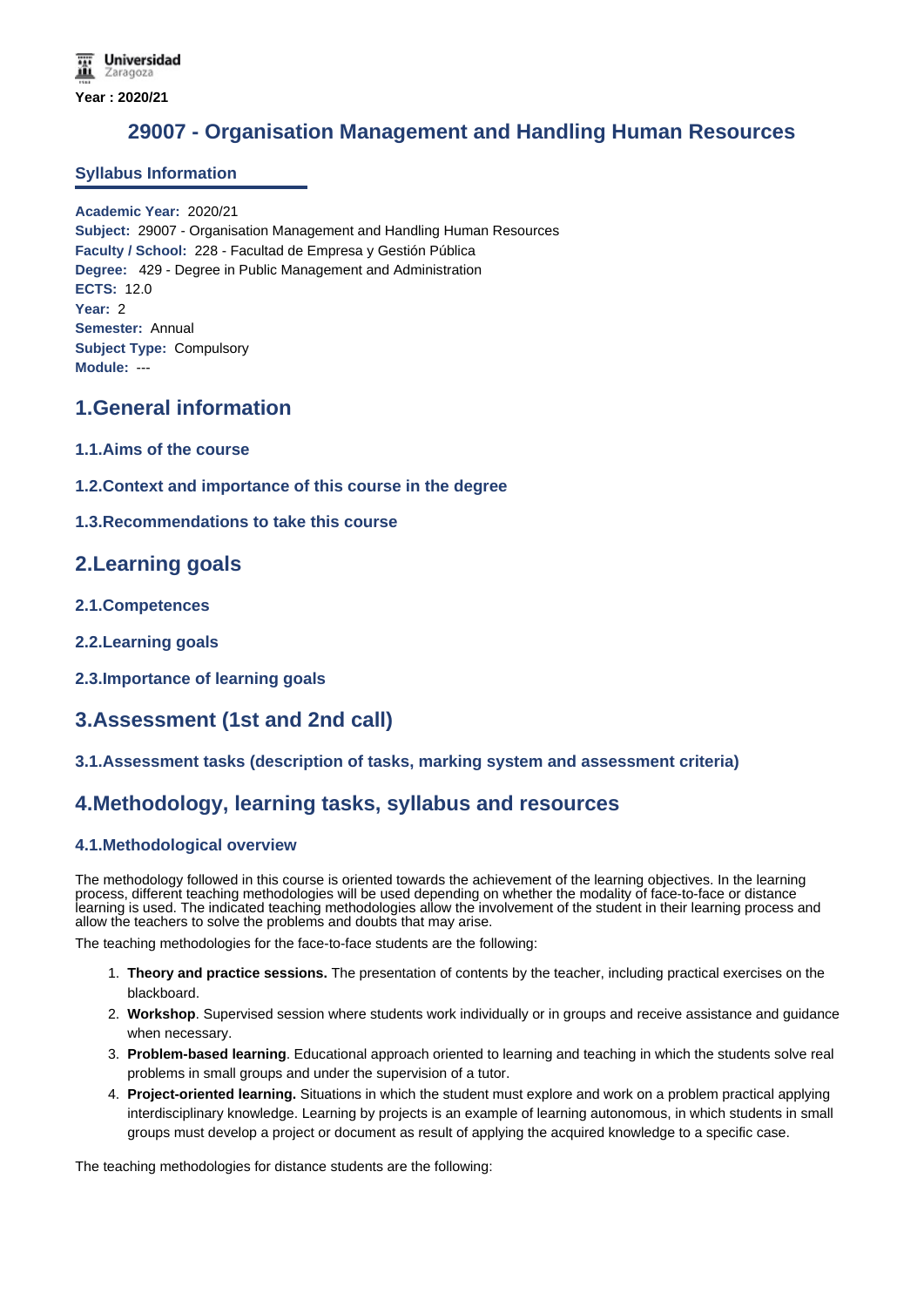Year : 2020/21

# 29007 - Organisation Management and Handling Human Resources

## Syllabus Information

**Academic Year:** 2020/21
**Subject:** 29007 - Organisation Management and Handling Human Resources
**Faculty / School:** 228 - Facultad de Empresa y Gestión Pública
**Degree:** 429 - Degree in Public Management and Administration
**ECTS:** 12.0
**Year:** 2
**Semester:** Annual
**Subject Type:** Compulsory
**Module:** ---

## 1.General information

### 1.1.Aims of the course

### 1.2.Context and importance of this course in the degree

### 1.3.Recommendations to take this course

## 2.Learning goals

### 2.1.Competences

### 2.2.Learning goals

### 2.3.Importance of learning goals

## 3.Assessment (1st and 2nd call)

### 3.1.Assessment tasks (description of tasks, marking system and assessment criteria)

## 4.Methodology, learning tasks, syllabus and resources

### 4.1.Methodological overview

The methodology followed in this course is oriented towards the achievement of the learning objectives. In the learning process, different teaching methodologies will be used depending on whether the modality of face-to-face or distance learning is used. The indicated teaching methodologies allow the involvement of the student in their learning process and allow the teachers to solve the problems and doubts that may arise.

The teaching methodologies for the face-to-face students are the following:

1. **Theory and practice sessions.** The presentation of contents by the teacher, including practical exercises on the blackboard.
2. **Workshop**. Supervised session where students work individually or in groups and receive assistance and guidance when necessary.
3. **Problem-based learning**. Educational approach oriented to learning and teaching in which the students solve real problems in small groups and under the supervision of a tutor.
4. **Project-oriented learning.** Situations in which the student must explore and work on a problem practical applying interdisciplinary knowledge. Learning by projects is an example of learning autonomous, in which students in small groups must develop a project or document as result of applying the acquired knowledge to a specific case.

The teaching methodologies for distance students are the following: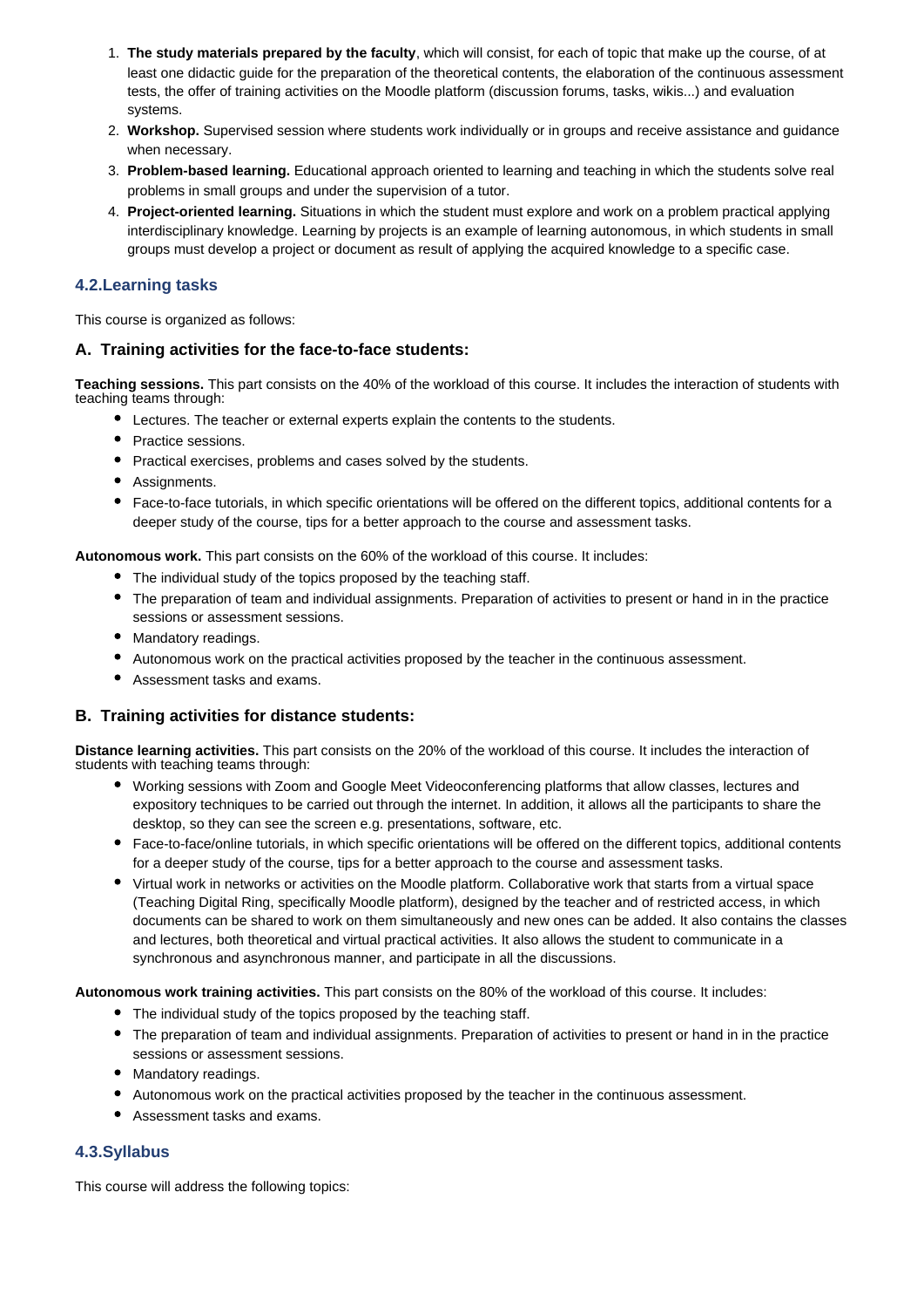1. **The study materials prepared by the faculty**, which will consist, for each of topic that make up the course, of at least one didactic guide for the preparation of the theoretical contents, the elaboration of the continuous assessment tests, the offer of training activities on the Moodle platform (discussion forums, tasks, wikis...) and evaluation systems.
2. **Workshop.** Supervised session where students work individually or in groups and receive assistance and guidance when necessary.
3. **Problem-based learning.** Educational approach oriented to learning and teaching in which the students solve real problems in small groups and under the supervision of a tutor.
4. **Project-oriented learning.** Situations in which the student must explore and work on a problem practical applying interdisciplinary knowledge. Learning by projects is an example of learning autonomous, in which students in small groups must develop a project or document as result of applying the acquired knowledge to a specific case.

## 4.2.Learning tasks

This course is organized as follows:

### A. Training activities for the face-to-face students:

**Teaching sessions.** This part consists on the 40% of the workload of this course. It includes the interaction of students with teaching teams through:

- Lectures. The teacher or external experts explain the contents to the students.
- Practice sessions.
- Practical exercises, problems and cases solved by the students.
- Assignments.
- Face-to-face tutorials, in which specific orientations will be offered on the different topics, additional contents for a deeper study of the course, tips for a better approach to the course and assessment tasks.

**Autonomous work.** This part consists on the 60% of the workload of this course. It includes:

- The individual study of the topics proposed by the teaching staff.
- The preparation of team and individual assignments. Preparation of activities to present or hand in in the practice sessions or assessment sessions.
- Mandatory readings.
- Autonomous work on the practical activities proposed by the teacher in the continuous assessment.
- Assessment tasks and exams.

### B. Training activities for distance students:

**Distance learning activities.** This part consists on the 20% of the workload of this course. It includes the interaction of students with teaching teams through:

- Working sessions with Zoom and Google Meet Videoconferencing platforms that allow classes, lectures and expository techniques to be carried out through the internet. In addition, it allows all the participants to share the desktop, so they can see the screen e.g. presentations, software, etc.
- Face-to-face/online tutorials, in which specific orientations will be offered on the different topics, additional contents for a deeper study of the course, tips for a better approach to the course and assessment tasks.
- Virtual work in networks or activities on the Moodle platform. Collaborative work that starts from a virtual space (Teaching Digital Ring, specifically Moodle platform), designed by the teacher and of restricted access, in which documents can be shared to work on them simultaneously and new ones can be added. It also contains the classes and lectures, both theoretical and virtual practical activities. It also allows the student to communicate in a synchronous and asynchronous manner, and participate in all the discussions.

**Autonomous work training activities.** This part consists on the 80% of the workload of this course. It includes:

- The individual study of the topics proposed by the teaching staff.
- The preparation of team and individual assignments. Preparation of activities to present or hand in in the practice sessions or assessment sessions.
- Mandatory readings.
- Autonomous work on the practical activities proposed by the teacher in the continuous assessment.
- Assessment tasks and exams.

## 4.3.Syllabus

This course will address the following topics: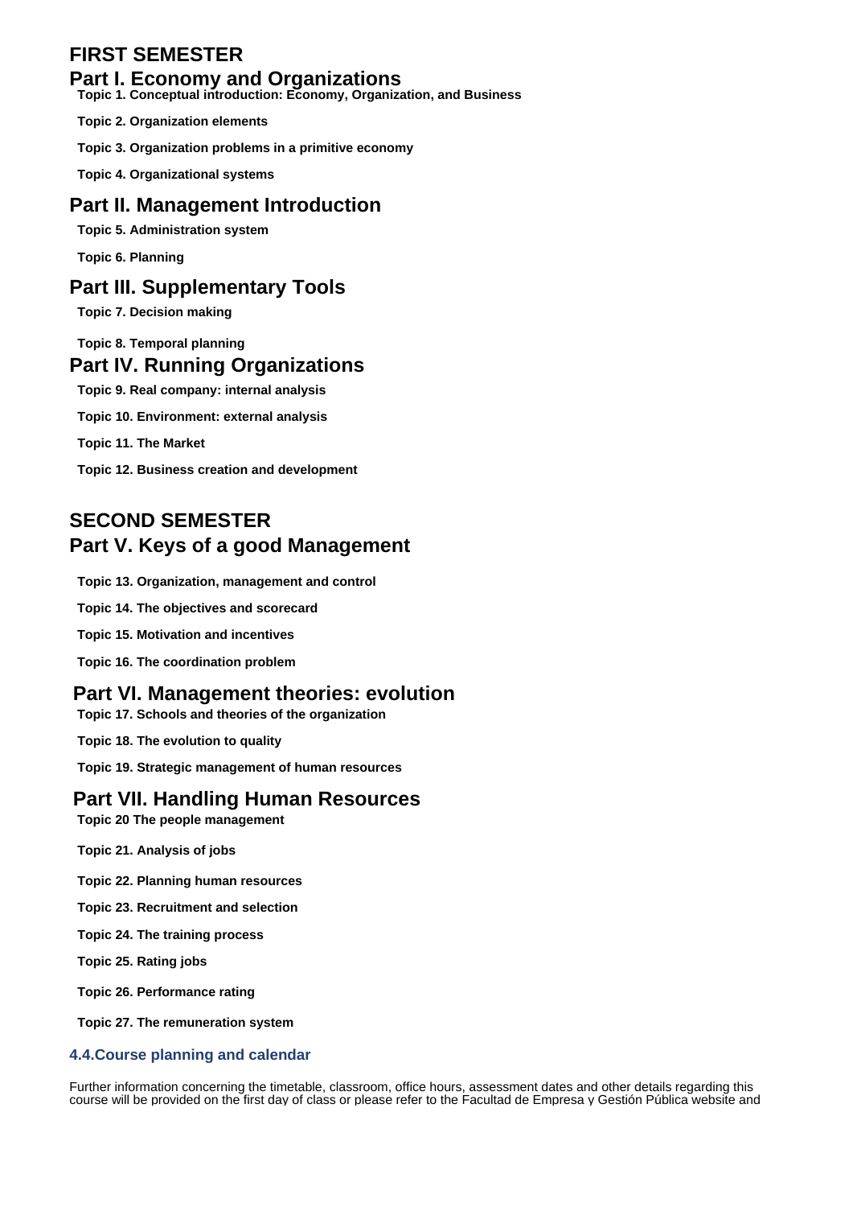## FIRST SEMESTER

## Part I. Economy and Organizations

**Topic 1. Conceptual introduction: Economy, Organization, and Business**

**Topic 2. Organization elements**

**Topic 3. Organization problems in a primitive economy**

**Topic 4. Organizational systems**

## Part II. Management Introduction

**Topic 5. Administration system**

**Topic 6. Planning**

## Part III. Supplementary Tools

**Topic 7. Decision making**

**Topic 8. Temporal planning**

## Part IV. Running Organizations

**Topic 9. Real company: internal analysis**

**Topic 10. Environment: external analysis**

**Topic 11. The Market**

**Topic 12. Business creation and development**

## SECOND SEMESTER

## Part V. Keys of a good Management

**Topic 13. Organization, management and control**

**Topic 14. The objectives and scorecard**

**Topic 15. Motivation and incentives**

**Topic 16. The coordination problem**

## Part VI. Management theories: evolution

**Topic 17. Schools and theories of the organization**

**Topic 18. The evolution to quality**

**Topic 19. Strategic management of human resources**

## Part VII. Handling Human Resources

**Topic 20 The people management**

**Topic 21. Analysis of jobs**

**Topic 22. Planning human resources**

**Topic 23. Recruitment and selection**

**Topic 24. The training process**

**Topic 25. Rating jobs**

**Topic 26. Performance rating**

**Topic 27. The remuneration system**

### 4.4.Course planning and calendar

Further information concerning the timetable, classroom, office hours, assessment dates and other details regarding this course will be provided on the first day of class or please refer to the Facultad de Empresa y Gestión Pública website and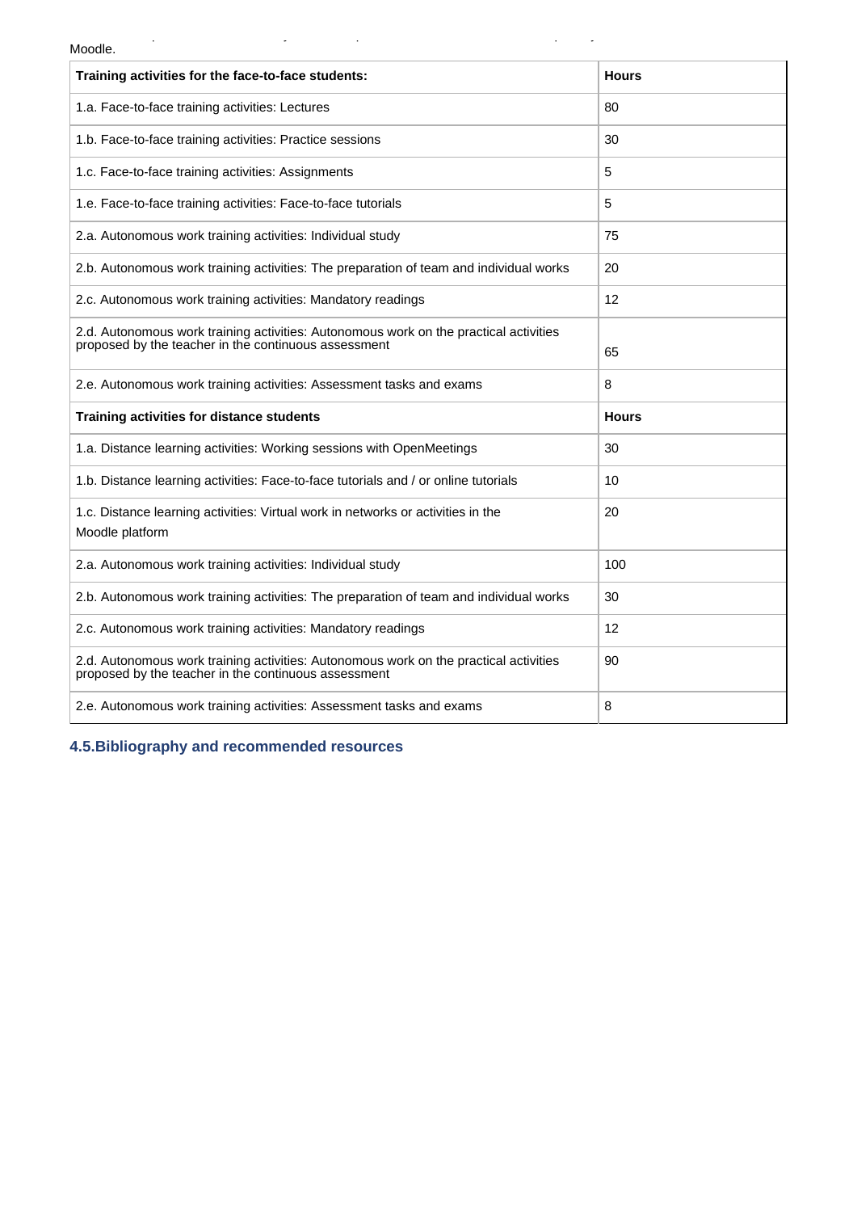Moodle.

| Training activities for the face-to-face students: | Hours |
|---|---|
| 1.a. Face-to-face training activities: Lectures | 80 |
| 1.b. Face-to-face training activities: Practice sessions | 30 |
| 1.c. Face-to-face training activities: Assignments | 5 |
| 1.e. Face-to-face training activities: Face-to-face tutorials | 5 |
| 2.a. Autonomous work training activities: Individual study | 75 |
| 2.b. Autonomous work training activities: The preparation of team and individual works | 20 |
| 2.c. Autonomous work training activities: Mandatory readings | 12 |
| 2.d. Autonomous work training activities: Autonomous work on the practical activities proposed by the teacher in the continuous assessment | 65 |
| 2.e. Autonomous work training activities: Assessment tasks and exams | 8 |
| **Training activities for distance students** | **Hours** |
| 1.a. Distance learning activities: Working sessions with OpenMeetings | 30 |
| 1.b. Distance learning activities: Face-to-face tutorials and / or online tutorials | 10 |
| 1.c. Distance learning activities: Virtual work in networks or activities in the Moodle platform | 20 |
| 2.a. Autonomous work training activities: Individual study | 100 |
| 2.b. Autonomous work training activities: The preparation of team and individual works | 30 |
| 2.c. Autonomous work training activities: Mandatory readings | 12 |
| 2.d. Autonomous work training activities: Autonomous work on the practical activities proposed by the teacher in the continuous assessment | 90 |
| 2.e. Autonomous work training activities: Assessment tasks and exams | 8 |

### 4.5.Bibliography and recommended resources